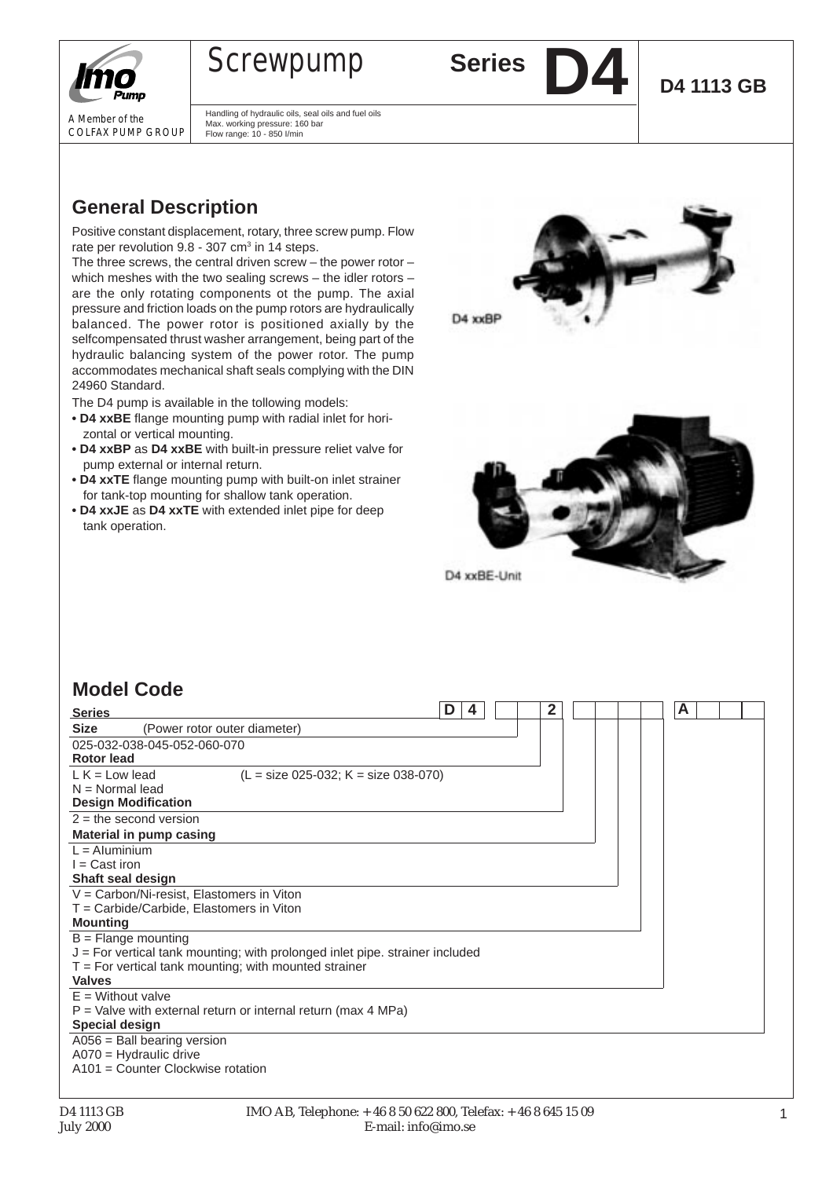# Screwpump Series D4

**D4 1113 GB**

A Member of the COLFAX PUMP GROUP

Handling of hydraulic oils, seal oils and fuel oils
Max. working pressure: 160 bar
Flow range: 10 - 850 l/min

## General Description

Positive constant displacement, rotary, three screw pump. Flow rate per revolution 9.8 - 307 $cm^3$ in 14 steps.

The three screws, the central driven screw – the power rotor – which meshes with the two sealing screws – the idler rotors – are the only rotating components ot the pump. The axial pressure and friction loads on the pump rotors are hydraulically balanced. The power rotor is positioned axially by the selfcompensated thrust washer arrangement, being part of the hydraulic balancing system of the power rotor. The pump accommodates mechanical shaft seals complying with the DIN 24960 Standard.

The D4 pump is available in the tollowing models:

- **D4 xxBE** flange mounting pump with radial inlet for horizontal or vertical mounting.
- **D4 xxBP** as **D4 xxBE** with built-in pressure reliet valve for pump external or internal return.
- **D4 xxTE** flange mounting pump with built-on inlet strainer for tank-top mounting for shallow tank operation.
- **D4 xxJE** as **D4 xxTE** with extended inlet pipe for deep tank operation.

D4 xxBP

D4 xxBE-Unit

## Model Code

Code: D 4 _ _ 2 _ _ _ _ A _ _ _

**Series**

**Size** (Power rotor outer diameter)
025-032-038-045-052-060-070

**Rotor lead**
L K = Low lead (L = size 025-032; K = size 038-070)
N = Normal lead

**Design Modification**
2 = the second version

**Material in pump casing**
L = Aluminium
I = Cast iron

**Shaft seal design**
V = Carbon/Ni-resist, Elastomers in Viton
T = Carbide/Carbide, Elastomers in Viton

**Mounting**
B = Flange mounting
J = For vertical tank mounting; with prolonged inlet pipe. strainer included
T = For vertical tank mounting; with mounted strainer

**Valves**
E = Without valve
P = Valve with external return or internal return (max 4 MPa)

**Special design**
A056 = Ball bearing version
A070 = Hydraulic drive
A101 = Counter Clockwise rotation

D4 1113 GB
July 2000

IMO AB, Telephone: + 46 8 50 622 800, Telefax: + 46 8 645 15 09
E-mail: info@imo.se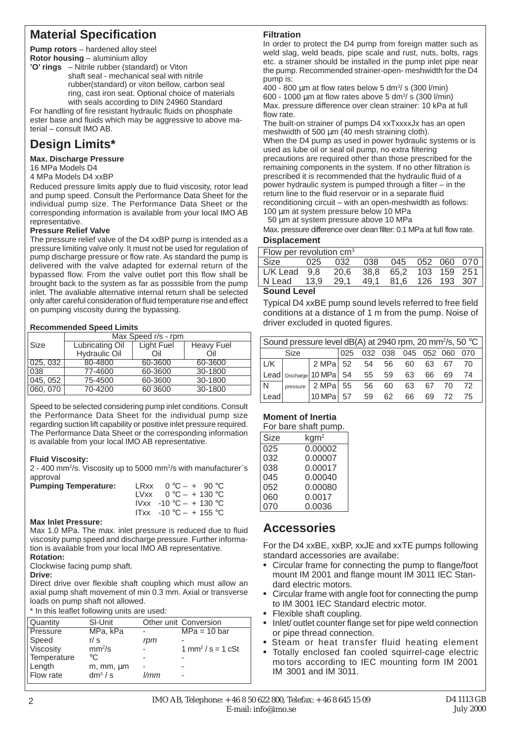## Material Specification

**Pump rotors** – hardened alloy steel
**Rotor housing** – aluminium alloy
**'O' rings** – Nitrile rubber (standard) or Viton
shaft seal - mechanical seal with nitrile rubber(standard) or viton bellow, carbon seal ring, cast iron seat. Optional choice of materials with seals according to DIN 24960 Standard

For handling of fire resistant hydraulic fluids on phosphate ester base and fluids which may be aggressive to above material – consult IMO AB.

## Design Limits*

**Max. Discharge Pressure**

16 MPa Models D4
4 MPa Models D4 xxBP

Reduced pressure limits apply due to fluid viscosity, rotor lead and pump speed. Consult the Performance Data Sheet for the individual pump size. The Performance Data Sheet or the corresponding information is available from your local IMO AB representative.

**Pressure Relief Valve**

The pressure relief valve of the D4 xxBP pump is intended as a pressure limiting valve only. It must not be used for regulation of pump discharge pressure or flow rate. As standard the pump is delivered with the valve adapted for external return of the bypassed flow. From the valve outlet port this flow shall be brought back to the system as far as posssible from the pump inlet. The avaliable alternative internal return shall be selected only after careful consideration of fluid temperature rise and effect on pumping viscosity during the bypassing.

**Recommended Speed Limits**

| Size | Max Speed r/s - rpm | | |
|---|---|---|---|
| | Lubricating Oil Hydraulic Oil | Light Fuel Oil | Heavy Fuel Oil |
| 025, 032 | 80-4800 | 60-3600 | 60-3600 |
| 038 | 77-4600 | 60-3600 | 30-1800 |
| 045, 052 | 75-4500 | 60-3600 | 30-1800 |
| 060, 070 | 70-4200 | 60 3600 | 30-1800 |

Speed to be selected considering pump inlet conditions. Consult the Performance Data Sheet for the individual pump size regarding suction lift capability or positive inlet pressure required. The Performance Data Sheet or the corresponding information is available from your local IMO AB representative.

**Fluid Viscosity:**

2 - 400 mm²/s. Viscosity up to 5000 mm²/s with manufacturer´s approval

**Pumping Temperature:**
LRxx 0 °C – + 90 °C
LVxx 0 °C – + 130 °C
IVxx -10 °C – + 130 °C
ITxx -10 °C – + 155 °C

**Max Inlet Pressure:**

Max 1.0 MPa. The max. inlet pressure is reduced due to fluid viscosity pump speed and discharge pressure. Further information is available from your local IMO AB representative.

**Rotation:**

Clockwise facing pump shaft.

**Drive:**

Direct drive over flexible shaft coupling which must allow an axial pump shaft movement of min 0.3 mm. Axial or transverse loads on pump shaft not allowed.

\* In this leaflet following units are used:

| Quantity | SI-Unit | Other unit | Conversion |
|---|---|---|---|
| Pressure | MPa, kPa | - | MPa = 10 bar |
| Speed | r/ s | *rpm* | - |
| Viscosity | mm²/s | - | 1 mm² / s = 1 cSt |
| Temperature | °C | - | - |
| Length | m, mm, µm | - | - |
| Flow rate | dm³ / s | *l/mm* | - |

**Filtration**

In order to protect the D4 pump from foreign matter such as weld slag, weld beads, pipe scale and rust, nuts, bolts, rags etc. a strainer should be installed in the pump inlet pipe near the pump. Recommended strainer-open- meshwidth for the D4 pump is:

400 - 800 µm at flow rates below 5 dm³/ s (300 l/min)
600 - 1000 µm at flow rates above 5 dm³/ s (300 l/min)
Max. pressure difference over clean strainer: 10 kPa at full flow rate.

The built-on strainer of pumps D4 xxTxxxxJx has an open meshwidth of 500 µm (40 mesh straining cloth).

When the D4 pump as used in power hydraulic systems or is used as lube oil or seal oil pump, no extra filtering precautions are required other than those prescribed for the remaining components in the system. If no other filtration is prescribed it is recommended that the hydraulic fluid of a power hydraulic system is pumped through a filter – in the return line to the fluid reservoir or in a separate fluid reconditioning circuit – with an open-meshwidth as follows:
100 µm at system pressure below 10 MPa
50 µm at system pressure above 10 MPa

Max. pressure difference over clean filter: 0.1 MPa at full flow rate.

**Displacement**

| Flow per revolution cm³ | | | | | | | |
|---|---|---|---|---|---|---|---|
| Size | 025 | 032 | 038 | 045 | 052 | 060 | 070 |
| L/K Lead | 9,8 | 20,6 | 38,8 | 65,2 | 103 | 159 | 251 |
| N Lead | 13,9 | 29,1 | 49,1 | 81,6 | 126 | 193 | 307 |

**Sound Level**

Typical D4 xxBE pump sound levels referred to free field conditions at a distance of 1 m from the pump. Noise of driver excluded in quoted figures.

| Sound pressure level dB(A) at 2940 rpm, 20 mm²/s, 50 °C | | | | | | | | | |
|---|---|---|---|---|---|---|---|---|---|
| Size | | | 025 | 032 | 038 | 045 | 052 | 060 | 070 |
| L/K Lead | Discharge pressure | 2 MPa | 52 | 54 | 56 | 60 | 63 | 67 | 70 |
| | | 10 MPa | 54 | 55 | 59 | 63 | 66 | 69 | 74 |
| N Lead | | 2 MPa | 55 | 56 | 60 | 63 | 67 | 70 | 72 |
| | | 10 MPa | 57 | 59 | 62 | 66 | 69 | 72 | 75 |

**Moment of Inertia**

For bare shaft pump.

| Size | kgm² |
|---|---|
| 025 | 0.00002 |
| 032 | 0.00007 |
| 038 | 0.00017 |
| 045 | 0.00040 |
| 052 | 0.00080 |
| 060 | 0.0017 |
| 070 | 0.0036 |

## Accessories

For the D4 xxBE, xxBP, xxJE and xxTE pumps following standard accessories are availabe:

- Circular frame for connecting the pump to flange/foot mount IM 2001 and flange mount IM 3011 IEC Standard electric motors.
- Circular frame with angle foot for connecting the pump to IM 3001 IEC Standard electric motor.
- Flexible shaft coupling.
- Inlet/ outlet counter flange set for pipe weld connection or pipe thread connection.
- Steam or heat transfer fluid heating element
- Totally enclosed fan cooled squirrel-cage electric motors according to IEC mounting form IM 2001 IM 3001 and IM 3011.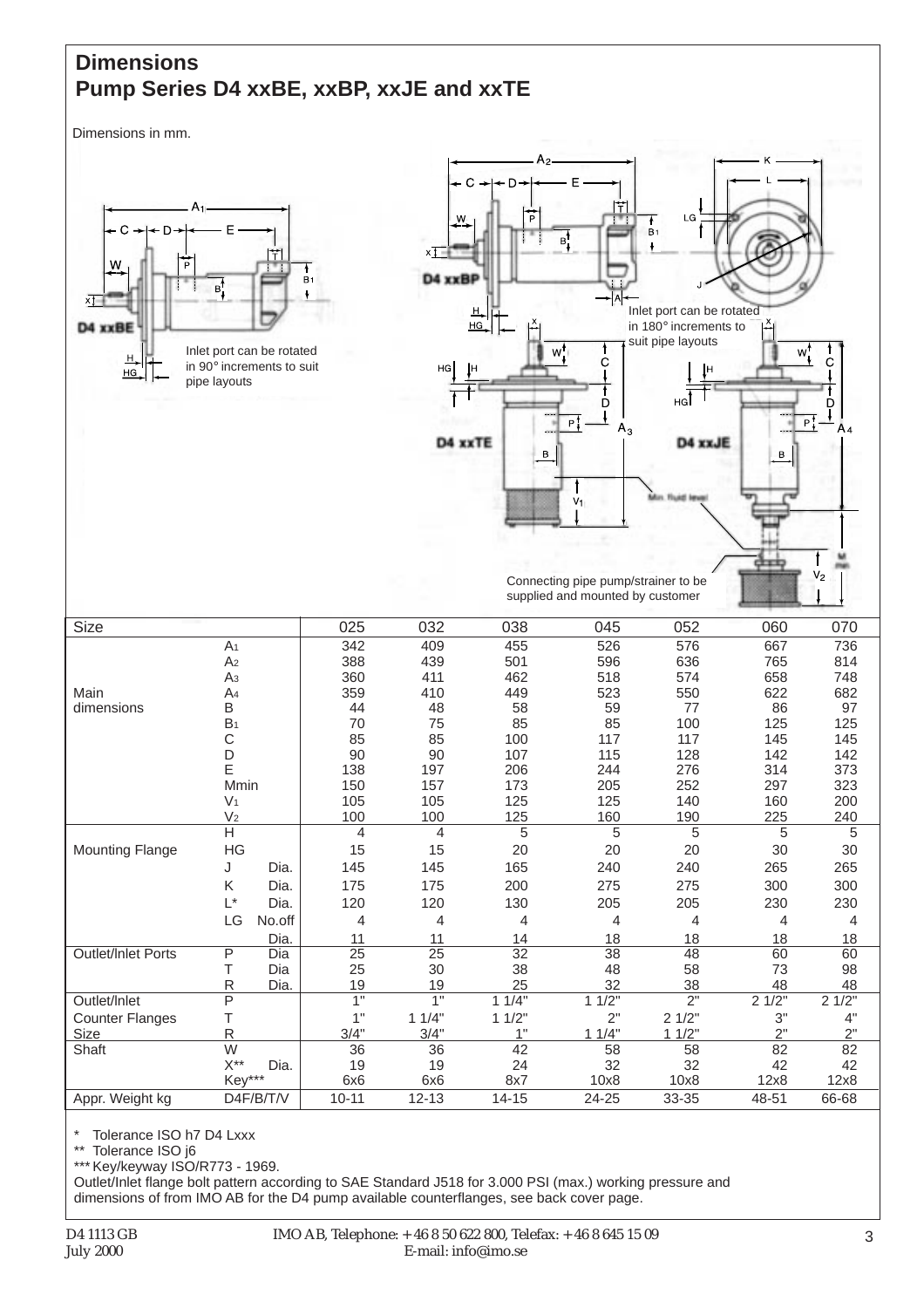# Dimensions
# Pump Series D4 xxBE, xxBP, xxJE and xxTE

Dimensions in mm.

Inlet port can be rotated in 90° increments to suit pipe layouts

Inlet port can be rotated in 180° increments to suit pipe layouts

Connecting pipe pump/strainer to be supplied and mounted by customer

| Size | | | 025 | 032 | 038 | 045 | 052 | 060 | 070 |
|---|---|---|---|---|---|---|---|---|---|
| Main dimensions | $A_1$ | | 342 | 409 | 455 | 526 | 576 | 667 | 736 |
| | $A_2$ | | 388 | 439 | 501 | 596 | 636 | 765 | 814 |
| | $A_3$ | | 360 | 411 | 462 | 518 | 574 | 658 | 748 |
| | $A_4$ | | 359 | 410 | 449 | 523 | 550 | 622 | 682 |
| | B | | 44 | 48 | 58 | 59 | 77 | 86 | 97 |
| | $B_1$ | | 70 | 75 | 85 | 85 | 100 | 125 | 125 |
| | C | | 85 | 85 | 100 | 117 | 117 | 145 | 145 |
| | D | | 90 | 90 | 107 | 115 | 128 | 142 | 142 |
| | E | | 138 | 197 | 206 | 244 | 276 | 314 | 373 |
| | Mmin | | 150 | 157 | 173 | 205 | 252 | 297 | 323 |
| | $V_1$ | | 105 | 105 | 125 | 125 | 140 | 160 | 200 |
| | $V_2$ | | 100 | 100 | 125 | 160 | 190 | 225 | 240 |
| Mounting Flange | H | | 4 | 4 | 5 | 5 | 5 | 5 | 5 |
| | HG | | 15 | 15 | 20 | 20 | 20 | 30 | 30 |
| | J | Dia. | 145 | 145 | 165 | 240 | 240 | 265 | 265 |
| | K | Dia. | 175 | 175 | 200 | 275 | 275 | 300 | 300 |
| | L* | Dia. | 120 | 120 | 130 | 205 | 205 | 230 | 230 |
| | LG | No.off | 4 | 4 | 4 | 4 | 4 | 4 | 4 |
| | | Dia. | 11 | 11 | 14 | 18 | 18 | 18 | 18 |
| Outlet/Inlet Ports | P | Dia | 25 | 25 | 32 | 38 | 48 | 60 | 60 |
| | T | Dia | 25 | 30 | 38 | 48 | 58 | 73 | 98 |
| | R | Dia. | 19 | 19 | 25 | 32 | 38 | 48 | 48 |
| Outlet/Inlet Counter Flanges Size | P | | 1" | 1" | 1 1/4" | 1 1/2" | 2" | 2 1/2" | 2 1/2" |
| | T | | 1" | 1 1/4" | 1 1/2" | 2" | 2 1/2" | 3" | 4" |
| | R | | 3/4" | 3/4" | 1" | 1 1/4" | 1 1/2" | 2" | 2" |
| Shaft | W | | 36 | 36 | 42 | 58 | 58 | 82 | 82 |
| | X** | Dia. | 19 | 19 | 24 | 32 | 32 | 42 | 42 |
| | Key*** | | 6x6 | 6x6 | 8x7 | 10x8 | 10x8 | 12x8 | 12x8 |
| Appr. Weight kg | D4F/B/T/V | | 10-11 | 12-13 | 14-15 | 24-25 | 33-35 | 48-51 | 66-68 |

\* Tolerance ISO h7 D4 Lxxx
** Tolerance ISO j6
*** Key/keyway ISO/R773 - 1969.
Outlet/Inlet flange bolt pattern according to SAE Standard J518 for 3.000 PSI (max.) working pressure and dimensions of from IMO AB for the D4 pump available counterflanges, see back cover page.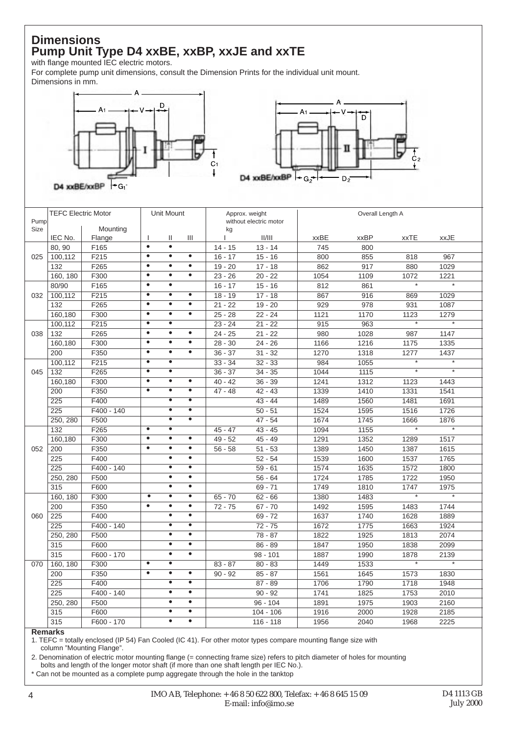# Dimensions
## Pump Unit Type D4 xxBE, xxBP, xxJE and xxTE

with flange mounted IEC electric motors.
For complete pump unit dimensions, consult the Dimension Prints for the individual unit mount.
Dimensions in mm.

| Pump Size | TEFC Electric Motor IEC No. | Mounting Flange | Unit Mount I | II | III | Approx. weight without electric motor kg I | II/III | Overall Length A xxBE | xxBP | xxTE | xxJE |
|---|---|---|---|---|---|---|---|---|---|---|---|
| 025 | 80, 90 | F165 | • | • | | 14 - 15 | 13 - 14 | 745 | 800 | | |
| | 100,112 | F215 | • | • | • | 16 - 17 | 15 - 16 | 800 | 855 | 818 | 967 |
| | 132 | F265 | • | • | • | 19 - 20 | 17 - 18 | 862 | 917 | 880 | 1029 |
| | 160, 180 | F300 | • | • | • | 23 - 26 | 20 - 22 | 1054 | 1109 | 1072 | 1221 |
| 032 | 80/90 | F165 | • | • | | 16 - 17 | 15 - 16 | 812 | 861 | * | * |
| | 100,112 | F215 | • | • | • | 18 - 19 | 17 - 18 | 867 | 916 | 869 | 1029 |
| | 132 | F265 | • | • | • | 21 - 22 | 19 - 20 | 929 | 978 | 931 | 1087 |
| | 160,180 | F300 | • | • | • | 25 - 28 | 22 - 24 | 1121 | 1170 | 1123 | 1279 |
| 038 | 100,112 | F215 | • | • | | 23 - 24 | 21 - 22 | 915 | 963 | * | * |
| | 132 | F265 | • | • | • | 24 - 25 | 21 - 22 | 980 | 1028 | 987 | 1147 |
| | 160,180 | F300 | • | • | • | 28 - 30 | 24 - 26 | 1166 | 1216 | 1175 | 1335 |
| | 200 | F350 | • | • | • | 36 - 37 | 31 - 32 | 1270 | 1318 | 1277 | 1437 |
| 045 | 100,112 | F215 | • | • | | 33 - 34 | 32 - 33 | 984 | 1055 | * | * |
| | 132 | F265 | • | • | | 36 - 37 | 34 - 35 | 1044 | 1115 | * | * |
| | 160,180 | F300 | • | • | • | 40 - 42 | 36 - 39 | 1241 | 1312 | 1123 | 1443 |
| | 200 | F350 | • | • | • | 47 - 48 | 42 - 43 | 1339 | 1410 | 1331 | 1541 |
| | 225 | F400 | | • | • | | 43 - 44 | 1489 | 1560 | 1481 | 1691 |
| | 225 | F400 - 140 | | • | • | | 50 - 51 | 1524 | 1595 | 1516 | 1726 |
| | 250, 280 | F500 | | • | • | | 47 - 54 | 1674 | 1745 | 1666 | 1876 |
| 052 | 132 | F265 | • | • | | 45 - 47 | 43 - 45 | 1094 | 1155 | * | * |
| | 160,180 | F300 | • | • | • | 49 - 52 | 45 - 49 | 1291 | 1352 | 1289 | 1517 |
| | 200 | F350 | • | • | • | 56 - 58 | 51 - 53 | 1389 | 1450 | 1387 | 1615 |
| | 225 | F400 | | • | • | | 52 - 54 | 1539 | 1600 | 1537 | 1765 |
| | 225 | F400 - 140 | | • | • | | 59 - 61 | 1574 | 1635 | 1572 | 1800 |
| | 250, 280 | F500 | | • | • | | 56 - 64 | 1724 | 1785 | 1722 | 1950 |
| | 315 | F600 | | • | • | | 69 - 71 | 1749 | 1810 | 1747 | 1975 |
| 060 | 160, 180 | F300 | • | • | • | 65 - 70 | 62 - 66 | 1380 | 1483 | * | * |
| | 200 | F350 | • | • | • | 72 - 75 | 67 - 70 | 1492 | 1595 | 1483 | 1744 |
| | 225 | F400 | | • | • | | 69 - 72 | 1637 | 1740 | 1628 | 1889 |
| | 225 | F400 - 140 | | • | • | | 72 - 75 | 1672 | 1775 | 1663 | 1924 |
| | 250, 280 | F500 | | • | • | | 78 - 87 | 1822 | 1925 | 1813 | 2074 |
| | 315 | F600 | | • | • | | 86 - 89 | 1847 | 1950 | 1838 | 2099 |
| | 315 | F600 - 170 | | • | • | | 98 - 101 | 1887 | 1990 | 1878 | 2139 |
| 070 | 160, 180 | F300 | • | • | | 83 - 87 | 80 - 83 | 1449 | 1533 | * | * |
| | 200 | F350 | • | • | • | 90 - 92 | 85 - 87 | 1561 | 1645 | 1573 | 1830 |
| | 225 | F400 | | • | • | | 87 - 89 | 1706 | 1790 | 1718 | 1948 |
| | 225 | F400 - 140 | | • | • | | 90 - 92 | 1741 | 1825 | 1753 | 2010 |
| | 250, 280 | F500 | | • | • | | 96 - 104 | 1891 | 1975 | 1903 | 2160 |
| | 315 | F600 | | • | • | | 104 - 106 | 1916 | 2000 | 1928 | 2185 |
| | 315 | F600 - 170 | | • | • | | 116 - 118 | 1956 | 2040 | 1968 | 2225 |

**Remarks**

1. TEFC = totally enclosed (IP 54) Fan Cooled (IC 41). For other motor types compare mounting flange size with column "Mounting Flange".
2. Denomination of electric motor mounting flange (= connecting frame size) refers to pitch diameter of holes for mounting bolts and length of the longer motor shaft (if more than one shaft length per IEC No.).

* Can not be mounted as a complete pump aggregate through the hole in the tanktop

IMO AB, Telephone: +46 8 50 622 800, Telefax: +46 8 645 15 09
E-mail: info@imo.se

D4 1113 GB
July 2000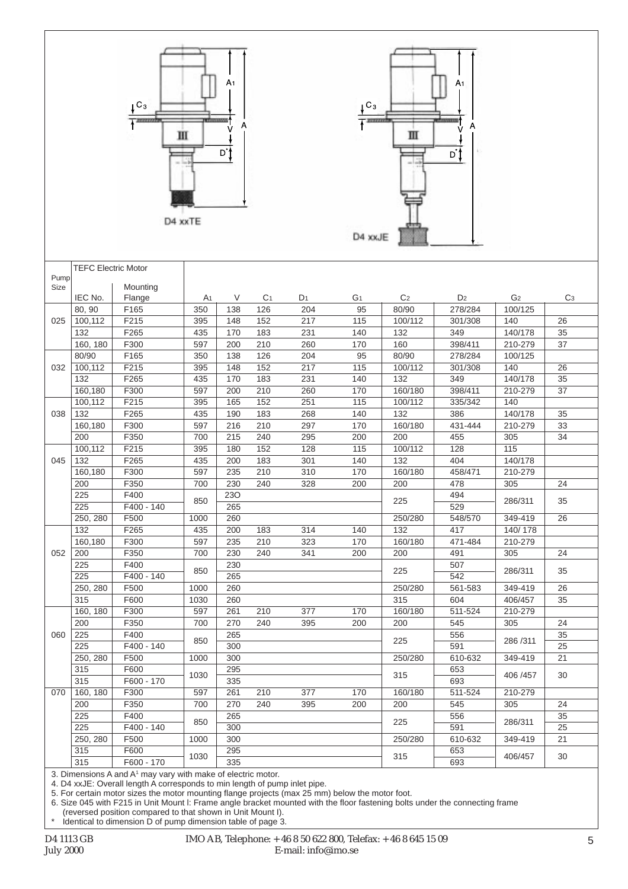D4 xxTE

D4 xxJE

| Pump Size | TEFC Electric Motor IEC No. | Mounting Flange | $A_1$ | V | $C_1$ | $D_1$ | $G_1$ | $C_2$ | $D_2$ | $G_2$ | $C_3$ |
|---|---|---|---|---|---|---|---|---|---|---|---|
| 025 | 80, 90 | F165 | 350 | 138 | 126 | 204 | 95 | 80/90 | 278/284 | 100/125 | |
| | 100,112 | F215 | 395 | 148 | 152 | 217 | 115 | 100/112 | 301/308 | 140 | 26 |
| | 132 | F265 | 435 | 170 | 183 | 231 | 140 | 132 | 349 | 140/178 | 35 |
| | 160, 180 | F300 | 597 | 200 | 210 | 260 | 170 | 160 | 398/411 | 210-279 | 37 |
| 032 | 80/90 | F165 | 350 | 138 | 126 | 204 | 95 | 80/90 | 278/284 | 100/125 | |
| | 100,112 | F215 | 395 | 148 | 152 | 217 | 115 | 100/112 | 301/308 | 140 | 26 |
| | 132 | F265 | 435 | 170 | 183 | 231 | 140 | 132 | 349 | 140/178 | 35 |
| | 160,180 | F300 | 597 | 200 | 210 | 260 | 170 | 160/180 | 398/411 | 210-279 | 37 |
| 038 | 100,112 | F215 | 395 | 165 | 152 | 251 | 115 | 100/112 | 335/342 | 140 | |
| | 132 | F265 | 435 | 190 | 183 | 268 | 140 | 132 | 386 | 140/178 | 35 |
| | 160,180 | F300 | 597 | 216 | 210 | 297 | 170 | 160/180 | 431-444 | 210-279 | 33 |
| | 200 | F350 | 700 | 215 | 240 | 295 | 200 | 200 | 455 | 305 | 34 |
| 045 | 100,112 | F215 | 395 | 180 | 152 | 128 | 115 | 100/112 | 128 | 115 | |
| | 132 | F265 | 435 | 200 | 183 | 301 | 140 | 132 | 404 | 140/178 | |
| | 160,180 | F300 | 597 | 235 | 210 | 310 | 170 | 160/180 | 458/471 | 210-279 | |
| | 200 | F350 | 700 | 230 | 240 | 328 | 200 | 200 | 478 | 305 | 24 |
| | 225 | F400 | 850 | 23O | | | | 225 | 494 | 286/311 | 35 |
| | 225 | F400 - 140 | | 265 | | | | | 529 | | |
| | 250, 280 | F500 | 1000 | 260 | | | | 250/280 | 548/570 | 349-419 | 26 |
| 052 | 132 | F265 | 435 | 200 | 183 | 314 | 140 | 132 | 417 | 140/ 178 | |
| | 160,180 | F300 | 597 | 235 | 210 | 323 | 170 | 160/180 | 471-484 | 210-279 | |
| | 200 | F350 | 700 | 230 | 240 | 341 | 200 | 200 | 491 | 305 | 24 |
| | 225 | F400 | 850 | 230 | | | | 225 | 507 | 286/311 | 35 |
| | 225 | F400 - 140 | | 265 | | | | | 542 | | |
| | 250, 280 | F500 | 1000 | 260 | | | | 250/280 | 561-583 | 349-419 | 26 |
| | 315 | F600 | 1030 | 260 | | | | 315 | 604 | 406/457 | 35 |
| 060 | 160, 180 | F300 | 597 | 261 | 210 | 377 | 170 | 160/180 | 511-524 | 210-279 | |
| | 200 | F350 | 700 | 270 | 240 | 395 | 200 | 200 | 545 | 305 | 24 |
| | 225 | F400 | 850 | 265 | | | | 225 | 556 | 286 /311 | 35 |
| | 225 | F400 - 140 | | 300 | | | | | 591 | | 25 |
| | 250, 280 | F500 | 1000 | 300 | | | | 250/280 | 610-632 | 349-419 | 21 |
| | 315 | F600 | 1030 | 295 | | | | 315 | 653 | 406 /457 | 30 |
| | 315 | F600 - 170 | | 335 | | | | | 693 | | |
| 070 | 160, 180 | F300 | 597 | 261 | 210 | 377 | 170 | 160/180 | 511-524 | 210-279 | |
| | 200 | F350 | 700 | 270 | 240 | 395 | 200 | 200 | 545 | 305 | 24 |
| | 225 | F400 | 850 | 265 | | | | 225 | 556 | 286/311 | 35 |
| | 225 | F400 - 140 | | 300 | | | | | 591 | | 25 |
| | 250, 280 | F500 | 1000 | 300 | | | | 250/280 | 610-632 | 349-419 | 21 |
| | 315 | F600 | 1030 | 295 | | | | 315 | 653 | 406/457 | 30 |
| | 315 | F600 - 170 | | 335 | | | | | 693 | | |

3. Dimensions A and $A^1$ may vary with make of electric motor.
4. D4 xxJE: Overall length A corresponds to min length of pump inlet pipe.
5. For certain motor sizes the motor mounting flange projects (max 25 mm) below the motor foot.
6. Size 045 with F215 in Unit Mount I: Frame angle bracket mounted with the floor fastening bolts under the connecting frame (reversed position compared to that shown in Unit Mount I).
\* Identical to dimension D of pump dimension table of page 3.

D4 1113 GB
July 2000

IMO AB, Telephone: +46 8 50 622 800, Telefax: +46 8 645 15 09
E-mail: info@imo.se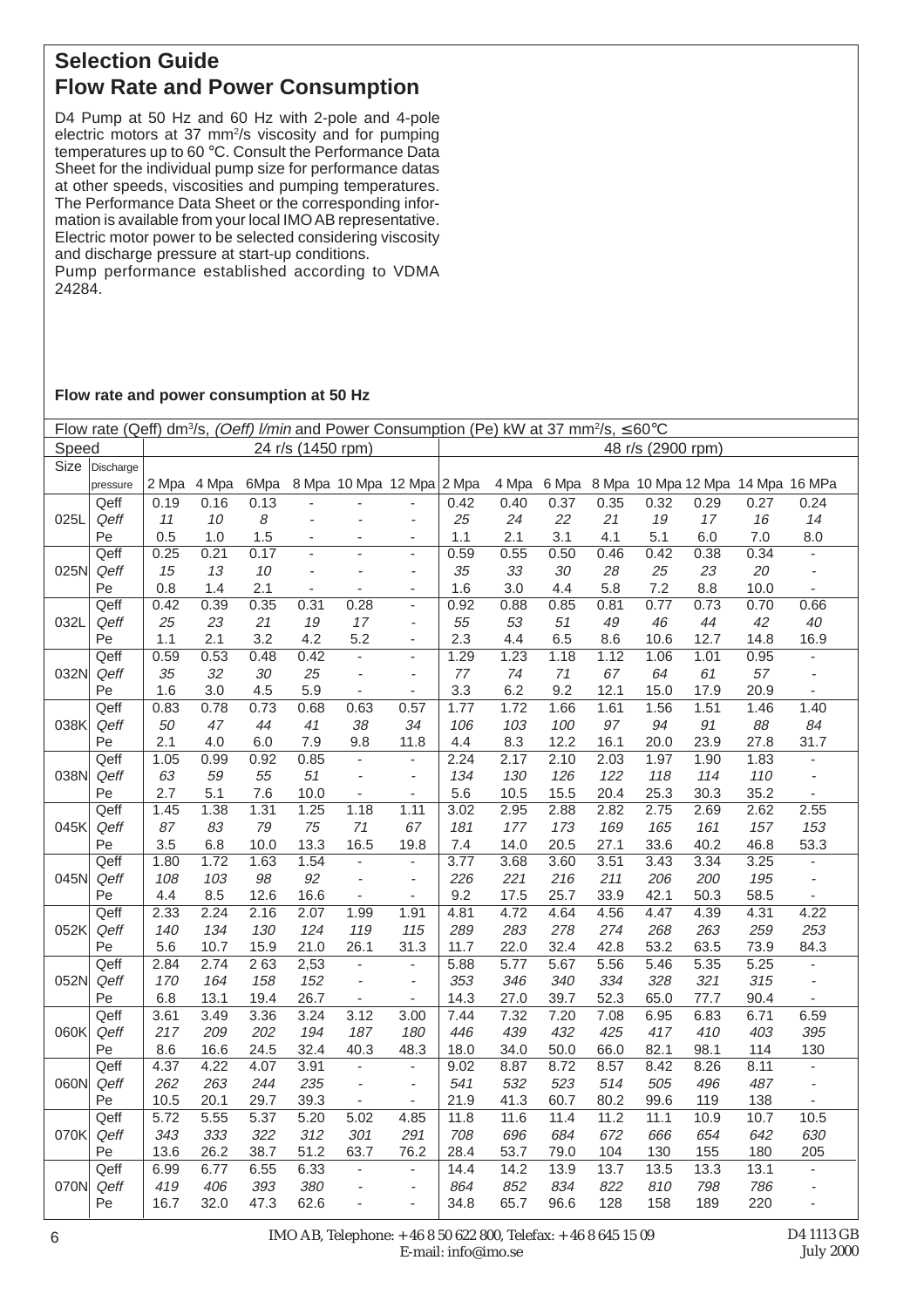## Selection Guide
## Flow Rate and Power Consumption

D4 Pump at 50 Hz and 60 Hz with 2-pole and 4-pole electric motors at 37 mm²/s viscosity and for pumping temperatures up to 60 °C. Consult the Performance Data Sheet for the individual pump size for performance datas at other speeds, viscosities and pumping temperatures. The Performance Data Sheet or the corresponding information is available from your local IMO AB representative. Electric motor power to be selected considering viscosity and discharge pressure at start-up conditions.
Pump performance established according to VDMA 24284.

**Flow rate and power consumption at 50 Hz**

Flow rate (Qeff) dm³/s, *(Qeff) l/min* and Power Consumption (Pe) kW at 37 mm²/s, ≤ 60°C

| Speed | | 24 r/s (1450 rpm) | | | | | | 48 r/s (2900 rpm) | | | | | | | |
|---|---|---|---|---|---|---|---|---|---|---|---|---|---|---|---|
| Size | Discharge pressure | 2 Mpa | 4 Mpa | 6Mpa | 8 Mpa | 10 Mpa | 12 Mpa | 2 Mpa | 4 Mpa | 6 Mpa | 8 Mpa | 10 Mpa | 12 Mpa | 14 Mpa | 16 MPa |
| | Qeff | 0.19 | 0.16 | 0.13 | - | - | - | 0.42 | 0.40 | 0.37 | 0.35 | 0.32 | 0.29 | 0.27 | 0.24 |
| 025L | *Qeff* | *11* | *10* | *8* | - | - | - | *25* | *24* | *22* | *21* | *19* | *17* | *16* | *14* |
| | Pe | 0.5 | 1.0 | 1.5 | - | - | - | 1.1 | 2.1 | 3.1 | 4.1 | 5.1 | 6.0 | 7.0 | 8.0 |
| | Qeff | 0.25 | 0.21 | 0.17 | - | - | - | 0.59 | 0.55 | 0.50 | 0.46 | 0.42 | 0.38 | 0.34 | - |
| 025N | *Qeff* | *15* | *13* | *10* | - | - | - | *35* | *33* | *30* | *28* | *25* | *23* | *20* | - |
| | Pe | 0.8 | 1.4 | 2.1 | - | - | - | 1.6 | 3.0 | 4.4 | 5.8 | 7.2 | 8.8 | 10.0 | - |
| | Qeff | 0.42 | 0.39 | 0.35 | 0.31 | 0.28 | - | 0.92 | 0.88 | 0.85 | 0.81 | 0.77 | 0.73 | 0.70 | 0.66 |
| 032L | *Qeff* | *25* | *23* | *21* | *19* | *17* | - | *55* | *53* | *51* | *49* | *46* | *44* | *42* | *40* |
| | Pe | 1.1 | 2.1 | 3.2 | 4.2 | 5.2 | - | 2.3 | 4.4 | 6.5 | 8.6 | 10.6 | 12.7 | 14.8 | 16.9 |
| | Qeff | 0.59 | 0.53 | 0.48 | 0.42 | - | - | 1.29 | 1.23 | 1.18 | 1.12 | 1.06 | 1.01 | 0.95 | - |
| 032N | *Qeff* | *35* | *32* | *30* | *25* | - | - | *77* | *74* | *71* | *67* | *64* | *61* | *57* | - |
| | Pe | 1.6 | 3.0 | 4.5 | 5.9 | - | - | 3.3 | 6.2 | 9.2 | 12.1 | 15.0 | 17.9 | 20.9 | - |
| | Qeff | 0.83 | 0.78 | 0.73 | 0.68 | 0.63 | 0.57 | 1.77 | 1.72 | 1.66 | 1.61 | 1.56 | 1.51 | 1.46 | 1.40 |
| 038K | *Qeff* | *50* | *47* | *44* | *41* | *38* | *34* | *106* | *103* | *100* | *97* | *94* | *91* | *88* | *84* |
| | Pe | 2.1 | 4.0 | 6.0 | 7.9 | 9.8 | 11.8 | 4.4 | 8.3 | 12.2 | 16.1 | 20.0 | 23.9 | 27.8 | 31.7 |
| | Qeff | 1.05 | 0.99 | 0.92 | 0.85 | - | - | 2.24 | 2.17 | 2.10 | 2.03 | 1.97 | 1.90 | 1.83 | - |
| 038N | *Qeff* | *63* | *59* | *55* | *51* | - | - | *134* | *130* | *126* | *122* | *118* | *114* | *110* | - |
| | Pe | 2.7 | 5.1 | 7.6 | 10.0 | - | - | 5.6 | 10.5 | 15.5 | 20.4 | 25.3 | 30.3 | 35.2 | - |
| | Qeff | 1.45 | 1.38 | 1.31 | 1.25 | 1.18 | 1.11 | 3.02 | 2.95 | 2.88 | 2.82 | 2.75 | 2.69 | 2.62 | 2.55 |
| 045K | *Qeff* | *87* | *83* | *79* | *75* | *71* | *67* | *181* | *177* | *173* | *169* | *165* | *161* | *157* | *153* |
| | Pe | 3.5 | 6.8 | 10.0 | 13.3 | 16.5 | 19.8 | 7.4 | 14.0 | 20.5 | 27.1 | 33.6 | 40.2 | 46.8 | 53.3 |
| | Qeff | 1.80 | 1.72 | 1.63 | 1.54 | - | - | 3.77 | 3.68 | 3.60 | 3.51 | 3.43 | 3.34 | 3.25 | - |
| 045N | *Qeff* | *108* | *103* | *98* | *92* | - | - | *226* | *221* | *216* | *211* | *206* | *200* | *195* | - |
| | Pe | 4.4 | 8.5 | 12.6 | 16.6 | - | - | 9.2 | 17.5 | 25.7 | 33.9 | 42.1 | 50.3 | 58.5 | - |
| | Qeff | 2.33 | 2.24 | 2.16 | 2.07 | 1.99 | 1.91 | 4.81 | 4.72 | 4.64 | 4.56 | 4.47 | 4.39 | 4.31 | 4.22 |
| 052K | *Qeff* | *140* | *134* | *130* | *124* | *119* | *115* | *289* | *283* | *278* | *274* | *268* | *263* | *259* | *253* |
| | Pe | 5.6 | 10.7 | 15.9 | 21.0 | 26.1 | 31.3 | 11.7 | 22.0 | 32.4 | 42.8 | 53.2 | 63.5 | 73.9 | 84.3 |
| | Qeff | 2.84 | 2.74 | 2 63 | 2,53 | - | - | 5.88 | 5.77 | 5.67 | 5.56 | 5.46 | 5.35 | 5.25 | - |
| 052N | *Qeff* | *170* | *164* | *158* | *152* | - | - | *353* | *346* | *340* | *334* | *328* | *321* | *315* | - |
| | Pe | 6.8 | 13.1 | 19.4 | 26.7 | - | - | 14.3 | 27.0 | 39.7 | 52.3 | 65.0 | 77.7 | 90.4 | - |
| | Qeff | 3.61 | 3.49 | 3.36 | 3.24 | 3.12 | 3.00 | 7.44 | 7.32 | 7.20 | 7.08 | 6.95 | 6.83 | 6.71 | 6.59 |
| 060K | *Qeff* | *217* | *209* | *202* | *194* | *187* | *180* | *446* | *439* | *432* | *425* | *417* | *410* | *403* | *395* |
| | Pe | 8.6 | 16.6 | 24.5 | 32.4 | 40.3 | 48.3 | 18.0 | 34.0 | 50.0 | 66.0 | 82.1 | 98.1 | 114 | 130 |
| | Qeff | 4.37 | 4.22 | 4.07 | 3.91 | - | - | 9.02 | 8.87 | 8.72 | 8.57 | 8.42 | 8.26 | 8.11 | - |
| 060N | *Qeff* | *262* | *263* | *244* | *235* | - | - | *541* | *532* | *523* | *514* | *505* | *496* | *487* | - |
| | Pe | 10.5 | 20.1 | 29.7 | 39.3 | - | - | 21.9 | 41.3 | 60.7 | 80.2 | 99.6 | 119 | 138 | - |
| | Qeff | 5.72 | 5.55 | 5.37 | 5.20 | 5.02 | 4.85 | 11.8 | 11.6 | 11.4 | 11.2 | 11.1 | 10.9 | 10.7 | 10.5 |
| 070K | *Qeff* | *343* | *333* | *322* | *312* | *301* | *291* | *708* | *696* | *684* | *672* | *666* | *654* | *642* | *630* |
| | Pe | 13.6 | 26.2 | 38.7 | 51.2 | 63.7 | 76.2 | 28.4 | 53.7 | 79.0 | 104 | 130 | 155 | 180 | 205 |
| | Qeff | 6.99 | 6.77 | 6.55 | 6.33 | - | - | 14.4 | 14.2 | 13.9 | 13.7 | 13.5 | 13.3 | 13.1 | - |
| 070N | *Qeff* | *419* | *406* | *393* | *380* | - | - | *864* | *852* | *834* | *822* | *810* | *798* | *786* | - |
| | Pe | 16.7 | 32.0 | 47.3 | 62.6 | - | - | 34.8 | 65.7 | 96.6 | 128 | 158 | 189 | 220 | - |

IMO AB, Telephone: +46 8 50 622 800, Telefax: +46 8 645 15 09
E-mail: info@imo.se

D4 1113 GB
July 2000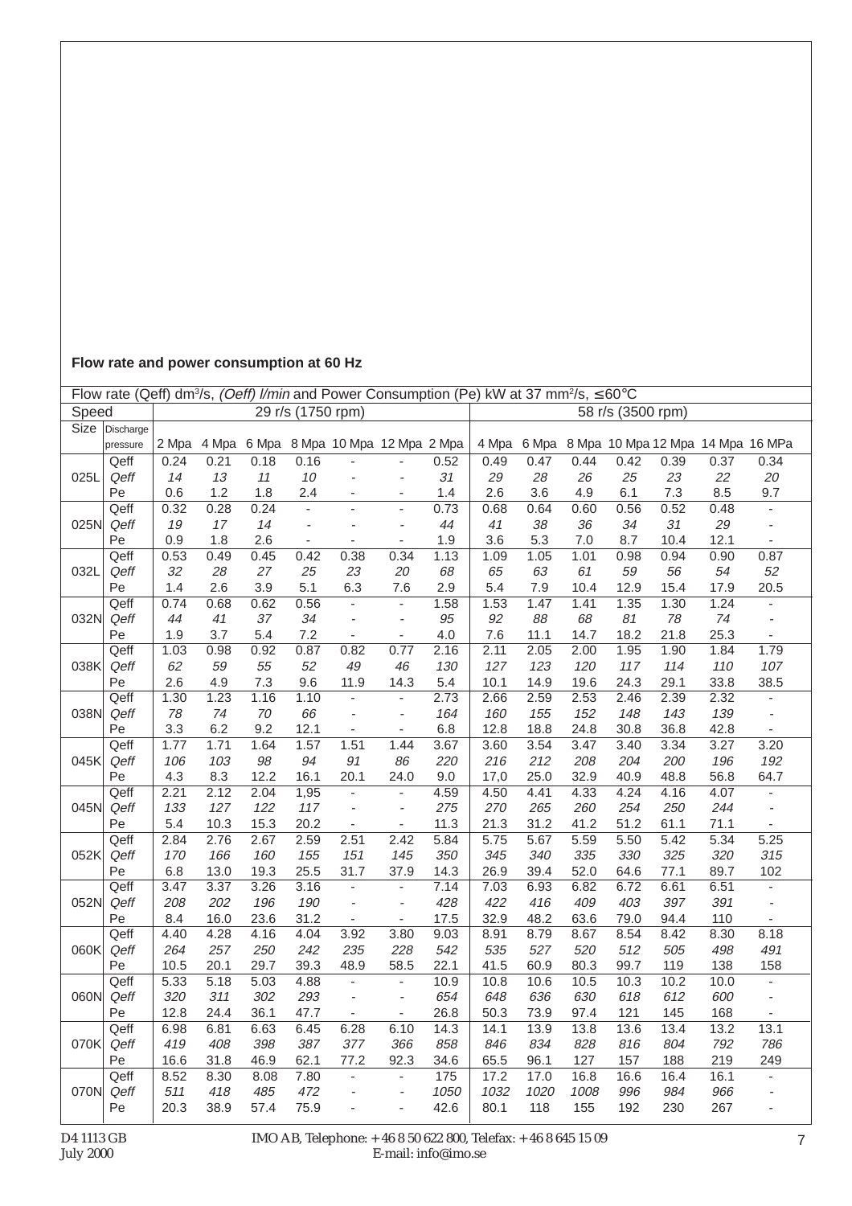**Flow rate and power consumption at 60 Hz**

Flow rate (Qeff) dm³/s, *(Oeff) l/min* and Power Consumption (Pe) kW at 37 mm²/s, ≤60°C

| Speed | | 29 r/s (1750 rpm) | | | | | | 58 r/s (3500 rpm) | | | | | | | |
|---|---|---|---|---|---|---|---|---|---|---|---|---|---|---|---|
| Size | Discharge pressure | 2 Mpa | 4 Mpa | 6 Mpa | 8 Mpa | 10 Mpa | 12 Mpa | 2 Mpa | 4 Mpa | 6 Mpa | 8 Mpa | 10 Mpa | 12 Mpa | 14 Mpa | 16 MPa |
| 025L | Qeff | 0.24 | 0.21 | 0.18 | 0.16 | - | - | 0.52 | 0.49 | 0.47 | 0.44 | 0.42 | 0.39 | 0.37 | 0.34 |
| | *Qeff* | *14* | *13* | *11* | *10* | - | - | *31* | *29* | *28* | *26* | *25* | *23* | *22* | *20* |
| | Pe | 0.6 | 1.2 | 1.8 | 2.4 | - | - | 1.4 | 2.6 | 3.6 | 4.9 | 6.1 | 7.3 | 8.5 | 9.7 |
| 025N | Qeff | 0.32 | 0.28 | 0.24 | - | - | - | 0.73 | 0.68 | 0.64 | 0.60 | 0.56 | 0.52 | 0.48 | - |
| | *Qeff* | *19* | *17* | *14* | - | - | - | *44* | *41* | *38* | *36* | *34* | *31* | *29* | - |
| | Pe | 0.9 | 1.8 | 2.6 | - | - | - | 1.9 | 3.6 | 5.3 | 7.0 | 8.7 | 10.4 | 12.1 | - |
| 032L | Qeff | 0.53 | 0.49 | 0.45 | 0.42 | 0.38 | 0.34 | 1.13 | 1.09 | 1.05 | 1.01 | 0.98 | 0.94 | 0.90 | 0.87 |
| | *Qeff* | *32* | *28* | *27* | *25* | *23* | *20* | *68* | *65* | *63* | *61* | *59* | *56* | *54* | *52* |
| | Pe | 1.4 | 2.6 | 3.9 | 5.1 | 6.3 | 7.6 | 2.9 | 5.4 | 7.9 | 10.4 | 12.9 | 15.4 | 17.9 | 20.5 |
| 032N | Qeff | 0.74 | 0.68 | 0.62 | 0.56 | - | - | 1.58 | 1.53 | 1.47 | 1.41 | 1.35 | 1.30 | 1.24 | - |
| | *Qeff* | *44* | *41* | *37* | *34* | - | - | *95* | *92* | *88* | *68* | *81* | *78* | *74* | - |
| | Pe | 1.9 | 3.7 | 5.4 | 7.2 | - | - | 4.0 | 7.6 | 11.1 | 14.7 | 18.2 | 21.8 | 25.3 | - |
| 038K | Qeff | 1.03 | 0.98 | 0.92 | 0.87 | 0.82 | 0.77 | 2.16 | 2.11 | 2.05 | 2.00 | 1.95 | 1.90 | 1.84 | 1.79 |
| | *Qeff* | *62* | *59* | *55* | *52* | *49* | *46* | *130* | *127* | *123* | *120* | *117* | *114* | *110* | *107* |
| | Pe | 2.6 | 4.9 | 7.3 | 9.6 | 11.9 | 14.3 | 5.4 | 10.1 | 14.9 | 19.6 | 24.3 | 29.1 | 33.8 | 38.5 |
| 038N | Qeff | 1.30 | 1.23 | 1.16 | 1.10 | - | - | 2.73 | 2.66 | 2.59 | 2.53 | 2.46 | 2.39 | 2.32 | - |
| | *Qeff* | *78* | *74* | *70* | *66* | - | - | *164* | *160* | *155* | *152* | *148* | *143* | *139* | - |
| | Pe | 3.3 | 6.2 | 9.2 | 12.1 | - | - | 6.8 | 12.8 | 18.8 | 24.8 | 30.8 | 36.8 | 42.8 | - |
| 045K | Qeff | 1.77 | 1.71 | 1.64 | 1.57 | 1.51 | 1.44 | 3.67 | 3.60 | 3.54 | 3.47 | 3.40 | 3.34 | 3.27 | 3.20 |
| | *Qeff* | *106* | *103* | *98* | *94* | *91* | *86* | *220* | *216* | *212* | *208* | *204* | *200* | *196* | *192* |
| | Pe | 4.3 | 8.3 | 12.2 | 16.1 | 20.1 | 24.0 | 9.0 | 17,0 | 25.0 | 32.9 | 40.9 | 48.8 | 56.8 | 64.7 |
| 045N | Qeff | 2.21 | 2.12 | 2.04 | 1,95 | - | - | 4.59 | 4.50 | 4.41 | 4.33 | 4.24 | 4.16 | 4.07 | - |
| | *Qeff* | *133* | *127* | *122* | *117* | - | - | *275* | *270* | *265* | *260* | *254* | *250* | *244* | - |
| | Pe | 5.4 | 10.3 | 15.3 | 20.2 | - | - | 11.3 | 21.3 | 31.2 | 41.2 | 51.2 | 61.1 | 71.1 | - |
| 052K | Qeff | 2.84 | 2.76 | 2.67 | 2.59 | 2.51 | 2.42 | 5.84 | 5.75 | 5.67 | 5.59 | 5.50 | 5.42 | 5.34 | 5.25 |
| | *Qeff* | *170* | *166* | *160* | *155* | *151* | *145* | *350* | *345* | *340* | *335* | *330* | *325* | *320* | *315* |
| | Pe | 6.8 | 13.0 | 19.3 | 25.5 | 31.7 | 37.9 | 14.3 | 26.9 | 39.4 | 52.0 | 64.6 | 77.1 | 89.7 | 102 |
| 052N | Qeff | 3.47 | 3.37 | 3.26 | 3.16 | - | - | 7.14 | 7.03 | 6.93 | 6.82 | 6.72 | 6.61 | 6.51 | - |
| | *Qeff* | *208* | *202* | *196* | *190* | - | - | *428* | *422* | *416* | *409* | *403* | *397* | *391* | - |
| | Pe | 8.4 | 16.0 | 23.6 | 31.2 | - | - | 17.5 | 32.9 | 48.2 | 63.6 | 79.0 | 94.4 | 110 | - |
| 060K | Qeff | 4.40 | 4.28 | 4.16 | 4.04 | 3.92 | 3.80 | 9.03 | 8.91 | 8.79 | 8.67 | 8.54 | 8.42 | 8.30 | 8.18 |
| | *Qeff* | *264* | *257* | *250* | *242* | *235* | *228* | *542* | *535* | *527* | *520* | *512* | *505* | *498* | *491* |
| | Pe | 10.5 | 20.1 | 29.7 | 39.3 | 48.9 | 58.5 | 22.1 | 41.5 | 60.9 | 80.3 | 99.7 | 119 | 138 | 158 |
| 060N | Qeff | 5.33 | 5.18 | 5.03 | 4.88 | - | - | 10.9 | 10.8 | 10.6 | 10.5 | 10.3 | 10.2 | 10.0 | - |
| | *Qeff* | *320* | *311* | *302* | *293* | - | - | *654* | *648* | *636* | *630* | *618* | *612* | *600* | - |
| | Pe | 12.8 | 24.4 | 36.1 | 47.7 | - | - | 26.8 | 50.3 | 73.9 | 97.4 | 121 | 145 | 168 | - |
| 070K | Qeff | 6.98 | 6.81 | 6.63 | 6.45 | 6.28 | 6.10 | 14.3 | 14.1 | 13.9 | 13.8 | 13.6 | 13.4 | 13.2 | 13.1 |
| | *Qeff* | *419* | *408* | *398* | *387* | *377* | *366* | *858* | *846* | *834* | *828* | *816* | *804* | *792* | *786* |
| | Pe | 16.6 | 31.8 | 46.9 | 62.1 | 77.2 | 92.3 | 34.6 | 65.5 | 96.1 | 127 | 157 | 188 | 219 | 249 |
| 070N | Qeff | 8.52 | 8.30 | 8.08 | 7.80 | - | - | 175 | 17.2 | 17.0 | 16.8 | 16.6 | 16.4 | 16.1 | - |
| | *Qeff* | *511* | *418* | *485* | *472* | - | - | *1050* | *1032* | *1020* | *1008* | *996* | *984* | *966* | - |
| | Pe | 20.3 | 38.9 | 57.4 | 75.9 | - | - | 42.6 | 80.1 | 118 | 155 | 192 | 230 | 267 | - |

D4 1113 GB
July 2000

IMO AB, Telephone: +46 8 50 622 800, Telefax: +46 8 645 15 09
E-mail: info@imo.se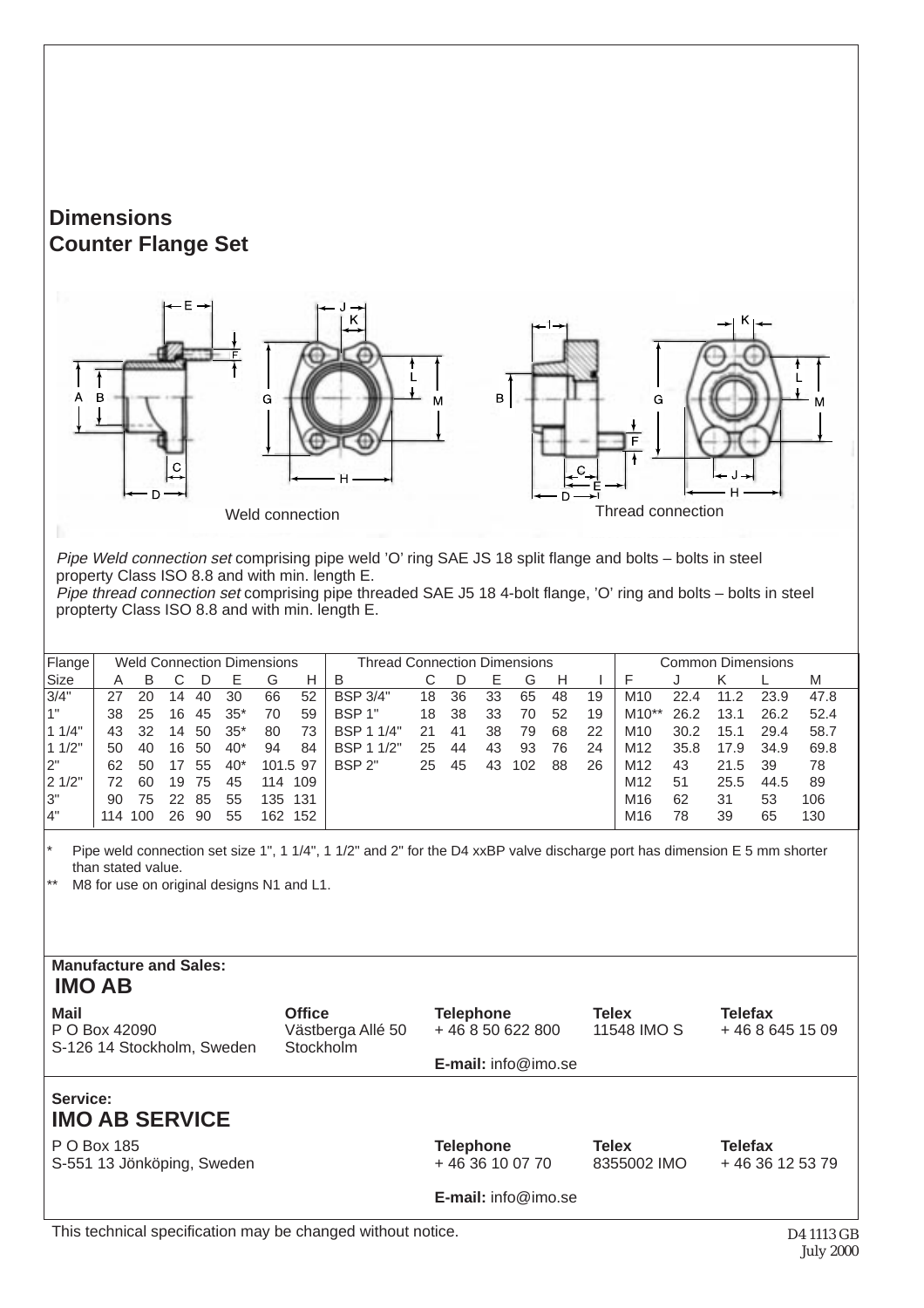## Dimensions
## Counter Flange Set

E
F
A
B
C
D
J
K
L
G
M
H
Weld connection

I
K
B
L
G
M
F
C
E
J
D
I
H
Thread connection

*Pipe Weld connection set* comprising pipe weld ’O’ ring SAE JS 18 split flange and bolts – bolts in steel property Class ISO 8.8 and with min. length E.
*Pipe thread connection set* comprising pipe threaded SAE J5 18 4-bolt flange, ’O’ ring and bolts – bolts in steel propterty Class ISO 8.8 and with min. length E.

| Flange | Weld Connection Dimensions | | | | | | | Thread Connection Dimensions | | | | | | | Common Dimensions | | | | |
|---|---|---|---|---|---|---|---|---|---|---|---|---|---|---|---|---|---|---|---|
| Size | A | B | C | D | E | G | H | B | C | D | E | G | H | I | F | J | K | L | M |
| 3/4" | 27 | 20 | 14 | 40 | 30 | 66 | 52 | BSP 3/4" | 18 | 36 | 33 | 65 | 48 | 19 | M10 | 22.4 | 11.2 | 23.9 | 47.8 |
| 1" | 38 | 25 | 16 | 45 | 35* | 70 | 59 | BSP 1" | 18 | 38 | 33 | 70 | 52 | 19 | M10** | 26.2 | 13.1 | 26.2 | 52.4 |
| 1 1/4" | 43 | 32 | 14 | 50 | 35* | 80 | 73 | BSP 1 1/4" | 21 | 41 | 38 | 79 | 68 | 22 | M10 | 30.2 | 15.1 | 29.4 | 58.7 |
| 1 1/2" | 50 | 40 | 16 | 50 | 40* | 94 | 84 | BSP 1 1/2" | 25 | 44 | 43 | 93 | 76 | 24 | M12 | 35.8 | 17.9 | 34.9 | 69.8 |
| 2" | 62 | 50 | 17 | 55 | 40* | 101.5 | 97 | BSP 2" | 25 | 45 | 43 | 102 | 88 | 26 | M12 | 43 | 21.5 | 39 | 78 |
| 2 1/2" | 72 | 60 | 19 | 75 | 45 | 114 | 109 | | | | | | | | M12 | 51 | 25.5 | 44.5 | 89 |
| 3" | 90 | 75 | 22 | 85 | 55 | 135 | 131 | | | | | | | | M16 | 62 | 31 | 53 | 106 |
| 4" | 114 | 100 | 26 | 90 | 55 | 162 | 152 | | | | | | | | M16 | 78 | 39 | 65 | 130 |

\* Pipe weld connection set size 1", 1 1/4", 1 1/2" and 2" for the D4 xxBP valve discharge port has dimension E 5 mm shorter than stated value.
** M8 for use on original designs N1 and L1.

**Manufacture and Sales:**
**IMO AB**

**Mail**
P O Box 42090
S-126 14 Stockholm, Sweden

**Office**
Västberga Allé 50
Stockholm

**Telephone**
+ 46 8 50 622 800

**Telex**
11548 IMO S

**Telefax**
+ 46 8 645 15 09

**E-mail:** info@imo.se

**Service:**
**IMO AB SERVICE**

P O Box 185
S-551 13 Jönköping, Sweden

**Telephone**
+ 46 36 10 07 70

**Telex**
8355002 IMO

**Telefax**
+ 46 36 12 53 79

**E-mail:** info@imo.se

This technical specification may be changed without notice.

D4 1113 GB
July 2000